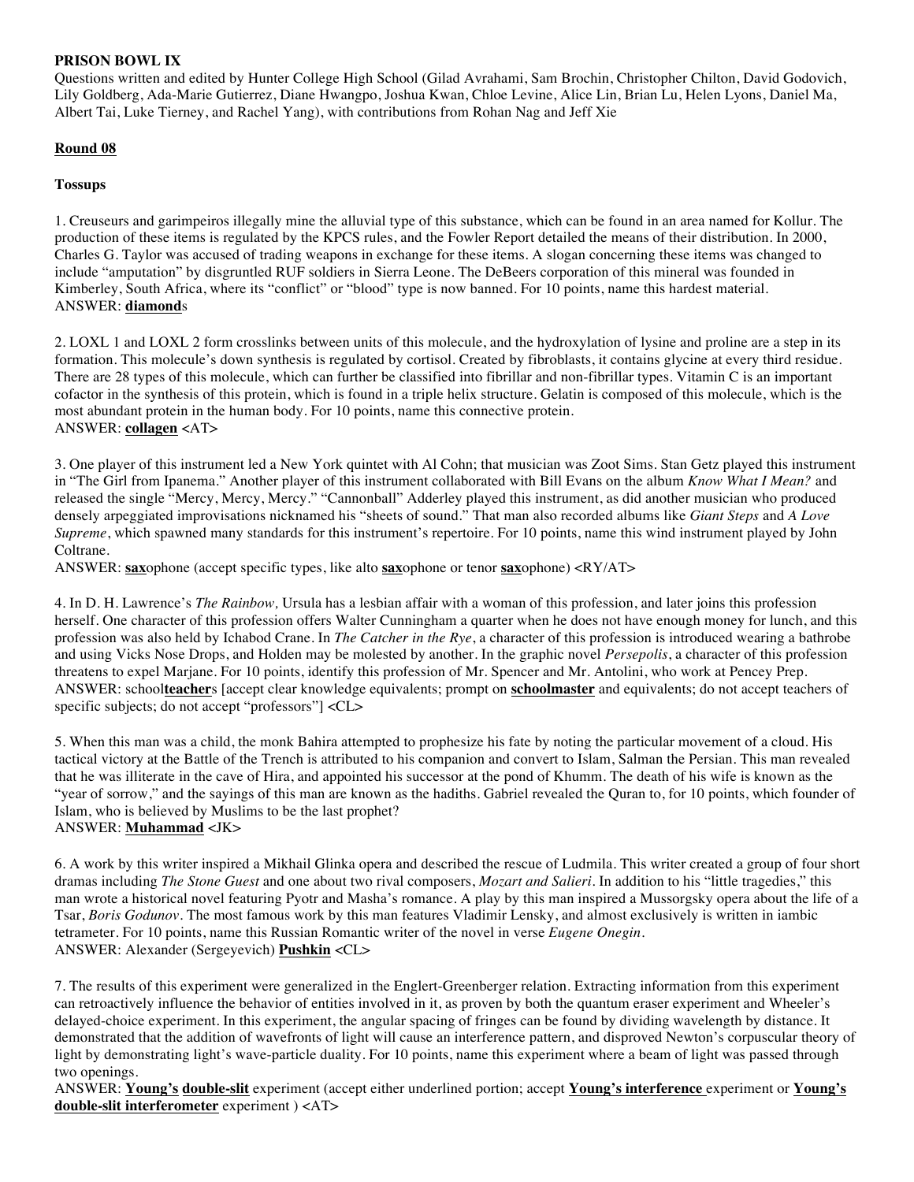**PRISON BOWL IX**

Questions written and edited by Hunter College High School (Gilad Avrahami, Sam Brochin, Christopher Chilton, David Godovich, Lily Goldberg, Ada-Marie Gutierrez, Diane Hwangpo, Joshua Kwan, Chloe Levine, Alice Lin, Brian Lu, Helen Lyons, Daniel Ma, Albert Tai, Luke Tierney, and Rachel Yang), with contributions from Rohan Nag and Jeff Xie

**Round 08**

**Tossups**

1. Creuseurs and garimpeiros illegally mine the alluvial type of this substance, which can be found in an area named for Kollur. The production of these items is regulated by the KPCS rules, and the Fowler Report detailed the means of their distribution. In 2000, Charles G. Taylor was accused of trading weapons in exchange for these items. A slogan concerning these items was changed to include "amputation" by disgruntled RUF soldiers in Sierra Leone. The DeBeers corporation of this mineral was founded in Kimberley, South Africa, where its "conflict" or "blood" type is now banned. For 10 points, name this hardest material.
ANSWER: **diamond**s

2. LOXL 1 and LOXL 2 form crosslinks between units of this molecule, and the hydroxylation of lysine and proline are a step in its formation. This molecule's down synthesis is regulated by cortisol. Created by fibroblasts, it contains glycine at every third residue. There are 28 types of this molecule, which can further be classified into fibrillar and non-fibrillar types. Vitamin C is an important cofactor in the synthesis of this protein, which is found in a triple helix structure. Gelatin is composed of this molecule, which is the most abundant protein in the human body. For 10 points, name this connective protein.
ANSWER: **collagen** <AT>

3. One player of this instrument led a New York quintet with Al Cohn; that musician was Zoot Sims. Stan Getz played this instrument in "The Girl from Ipanema." Another player of this instrument collaborated with Bill Evans on the album *Know What I Mean?* and released the single "Mercy, Mercy, Mercy." "Cannonball" Adderley played this instrument, as did another musician who produced densely arpeggiated improvisations nicknamed his "sheets of sound." That man also recorded albums like *Giant Steps* and *A Love Supreme*, which spawned many standards for this instrument's repertoire. For 10 points, name this wind instrument played by John Coltrane.
ANSWER: **sax**ophone (accept specific types, like alto **sax**ophone or tenor **sax**ophone) <RY/AT>

4. In D. H. Lawrence's *The Rainbow,* Ursula has a lesbian affair with a woman of this profession, and later joins this profession herself. One character of this profession offers Walter Cunningham a quarter when he does not have enough money for lunch, and this profession was also held by Ichabod Crane. In *The Catcher in the Rye*, a character of this profession is introduced wearing a bathrobe and using Vicks Nose Drops, and Holden may be molested by another. In the graphic novel *Persepolis*, a character of this profession threatens to expel Marjane. For 10 points, identify this profession of Mr. Spencer and Mr. Antolini, who work at Pencey Prep.
ANSWER: school**teacher**s [accept clear knowledge equivalents; prompt on **schoolmaster** and equivalents; do not accept teachers of specific subjects; do not accept "professors"] <CL>

5. When this man was a child, the monk Bahira attempted to prophesize his fate by noting the particular movement of a cloud. His tactical victory at the Battle of the Trench is attributed to his companion and convert to Islam, Salman the Persian. This man revealed that he was illiterate in the cave of Hira, and appointed his successor at the pond of Khumm. The death of his wife is known as the "year of sorrow," and the sayings of this man are known as the hadiths. Gabriel revealed the Quran to, for 10 points, which founder of Islam, who is believed by Muslims to be the last prophet?
ANSWER: **Muhammad** <JK>

6. A work by this writer inspired a Mikhail Glinka opera and described the rescue of Ludmila. This writer created a group of four short dramas including *The Stone Guest* and one about two rival composers, *Mozart and Salieri*. In addition to his "little tragedies," this man wrote a historical novel featuring Pyotr and Masha's romance. A play by this man inspired a Mussorgsky opera about the life of a Tsar, *Boris Godunov*. The most famous work by this man features Vladimir Lensky, and almost exclusively is written in iambic tetrameter. For 10 points, name this Russian Romantic writer of the novel in verse *Eugene Onegin*.
ANSWER: Alexander (Sergeyevich) **Pushkin** <CL>

7. The results of this experiment were generalized in the Englert-Greenberger relation. Extracting information from this experiment can retroactively influence the behavior of entities involved in it, as proven by both the quantum eraser experiment and Wheeler's delayed-choice experiment. In this experiment, the angular spacing of fringes can be found by dividing wavelength by distance. It demonstrated that the addition of wavefronts of light will cause an interference pattern, and disproved Newton's corpuscular theory of light by demonstrating light's wave-particle duality. For 10 points, name this experiment where a beam of light was passed through two openings.
ANSWER: **Young's** **double-slit** experiment (accept either underlined portion; accept **Young's interference** experiment or **Young's double-slit interferometer** experiment ) <AT>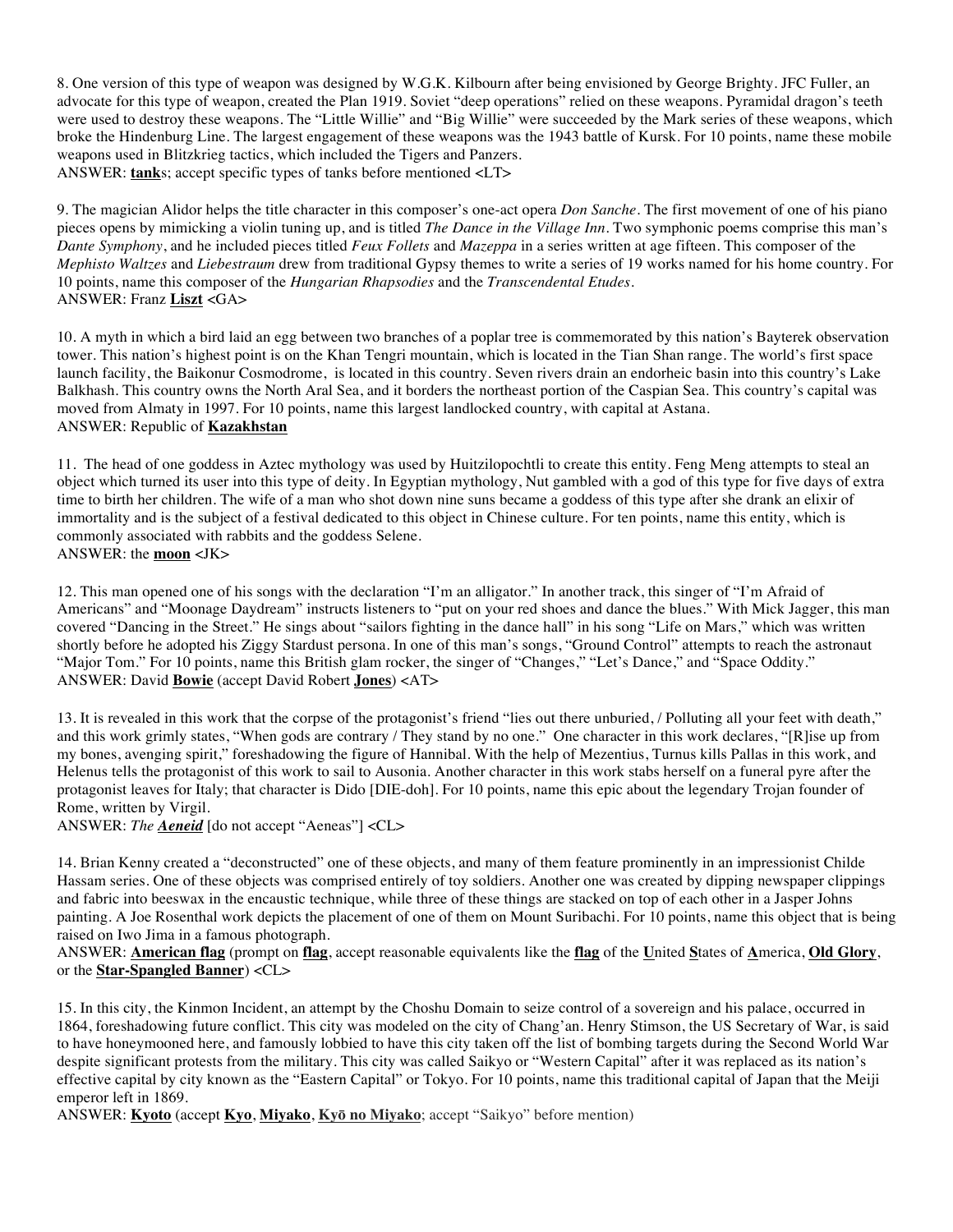8. One version of this type of weapon was designed by W.G.K. Kilbourn after being envisioned by George Brighty. JFC Fuller, an advocate for this type of weapon, created the Plan 1919. Soviet "deep operations" relied on these weapons. Pyramidal dragon's teeth were used to destroy these weapons. The "Little Willie" and "Big Willie" were succeeded by the Mark series of these weapons, which broke the Hindenburg Line. The largest engagement of these weapons was the 1943 battle of Kursk. For 10 points, name these mobile weapons used in Blitzkrieg tactics, which included the Tigers and Panzers.
ANSWER: **tank**s; accept specific types of tanks before mentioned <LT>

9. The magician Alidor helps the title character in this composer's one-act opera *Don Sanche*. The first movement of one of his piano pieces opens by mimicking a violin tuning up, and is titled *The Dance in the Village Inn*. Two symphonic poems comprise this man's *Dante Symphony*, and he included pieces titled *Feux Follets* and *Mazeppa* in a series written at age fifteen. This composer of the *Mephisto Waltzes* and *Liebestraum* drew from traditional Gypsy themes to write a series of 19 works named for his home country. For 10 points, name this composer of the *Hungarian Rhapsodies* and the *Transcendental Etudes*.
ANSWER: Franz **Liszt** <GA>

10. A myth in which a bird laid an egg between two branches of a poplar tree is commemorated by this nation's Bayterek observation tower. This nation's highest point is on the Khan Tengri mountain, which is located in the Tian Shan range. The world's first space launch facility, the Baikonur Cosmodrome, is located in this country. Seven rivers drain an endorheic basin into this country's Lake Balkhash. This country owns the North Aral Sea, and it borders the northeast portion of the Caspian Sea. This country's capital was moved from Almaty in 1997. For 10 points, name this largest landlocked country, with capital at Astana.
ANSWER: Republic of **Kazakhstan**

11. The head of one goddess in Aztec mythology was used by Huitzilopochtli to create this entity. Feng Meng attempts to steal an object which turned its user into this type of deity. In Egyptian mythology, Nut gambled with a god of this type for five days of extra time to birth her children. The wife of a man who shot down nine suns became a goddess of this type after she drank an elixir of immortality and is the subject of a festival dedicated to this object in Chinese culture. For ten points, name this entity, which is commonly associated with rabbits and the goddess Selene.
ANSWER: the **moon** <JK>

12. This man opened one of his songs with the declaration "I'm an alligator." In another track, this singer of "I'm Afraid of Americans" and "Moonage Daydream" instructs listeners to "put on your red shoes and dance the blues." With Mick Jagger, this man covered "Dancing in the Street." He sings about "sailors fighting in the dance hall" in his song "Life on Mars," which was written shortly before he adopted his Ziggy Stardust persona. In one of this man's songs, "Ground Control" attempts to reach the astronaut "Major Tom." For 10 points, name this British glam rocker, the singer of "Changes," "Let's Dance," and "Space Oddity."
ANSWER: David **Bowie** (accept David Robert **Jones**) <AT>

13. It is revealed in this work that the corpse of the protagonist's friend "lies out there unburied, / Polluting all your feet with death," and this work grimly states, "When gods are contrary / They stand by no one." One character in this work declares, "[R]ise up from my bones, avenging spirit," foreshadowing the figure of Hannibal. With the help of Mezentius, Turnus kills Pallas in this work, and Helenus tells the protagonist of this work to sail to Ausonia. Another character in this work stabs herself on a funeral pyre after the protagonist leaves for Italy; that character is Dido [DIE-doh]. For 10 points, name this epic about the legendary Trojan founder of Rome, written by Virgil.
ANSWER: ***The Aeneid*** [do not accept "Aeneas"] <CL>

14. Brian Kenny created a "deconstructed" one of these objects, and many of them feature prominently in an impressionist Childe Hassam series. One of these objects was comprised entirely of toy soldiers. Another one was created by dipping newspaper clippings and fabric into beeswax in the encaustic technique, while three of these things are stacked on top of each other in a Jasper Johns painting. A Joe Rosenthal work depicts the placement of one of them on Mount Suribachi. For 10 points, name this object that is being raised on Iwo Jima in a famous photograph.
ANSWER: **American flag** (prompt on **flag**, accept reasonable equivalents like the **flag** of the **U**nited **S**tates of **A**merica, **Old Glory**, or the **Star-Spangled Banner**) <CL>

15. In this city, the Kinmon Incident, an attempt by the Choshu Domain to seize control of a sovereign and his palace, occurred in 1864, foreshadowing future conflict. This city was modeled on the city of Chang'an. Henry Stimson, the US Secretary of War, is said to have honeymooned here, and famously lobbied to have this city taken off the list of bombing targets during the Second World War despite significant protests from the military. This city was called Saikyo or "Western Capital" after it was replaced as its nation's effective capital by city known as the "Eastern Capital" or Tokyo. For 10 points, name this traditional capital of Japan that the Meiji emperor left in 1869.
ANSWER: **Kyoto** (accept **Kyo**, **Miyako**, **Kyō no Miyako**; accept "Saikyo" before mention)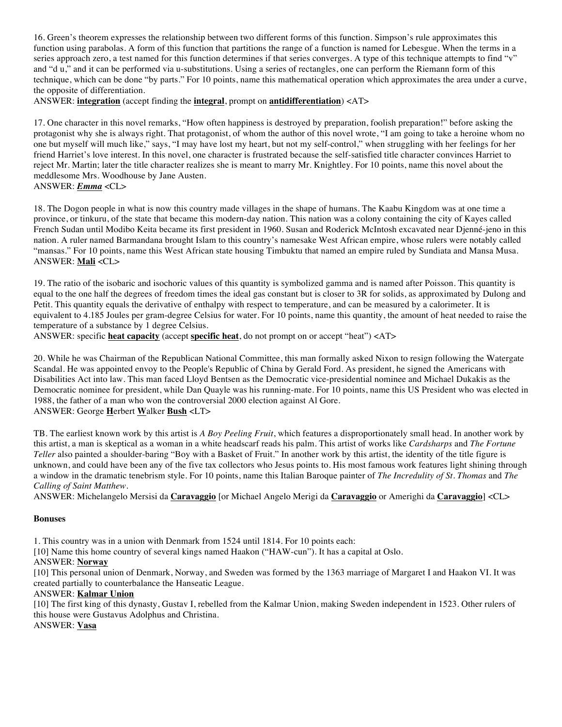16. Green's theorem expresses the relationship between two different forms of this function. Simpson's rule approximates this function using parabolas. A form of this function that partitions the range of a function is named for Lebesgue. When the terms in a series approach zero, a test named for this function determines if that series converges. A type of this technique attempts to find "v" and "d u," and it can be performed via u-substitutions. Using a series of rectangles, one can perform the Riemann form of this technique, which can be done "by parts." For 10 points, name this mathematical operation which approximates the area under a curve, the opposite of differentiation.

ANSWER: **integration** (accept finding the **integral**, prompt on **antidifferentiation**) <AT>

17. One character in this novel remarks, "How often happiness is destroyed by preparation, foolish preparation!" before asking the protagonist why she is always right. That protagonist, of whom the author of this novel wrote, "I am going to take a heroine whom no one but myself will much like," says, "I may have lost my heart, but not my self-control," when struggling with her feelings for her friend Harriet's love interest. In this novel, one character is frustrated because the self-satisfied title character convinces Harriet to reject Mr. Martin; later the title character realizes she is meant to marry Mr. Knightley. For 10 points, name this novel about the meddlesome Mrs. Woodhouse by Jane Austen.

ANSWER: ***Emma*** <CL>

18. The Dogon people in what is now this country made villages in the shape of humans. The Kaabu Kingdom was at one time a province, or tinkuru, of the state that became this modern-day nation. This nation was a colony containing the city of Kayes called French Sudan until Modibo Keita became its first president in 1960. Susan and Roderick McIntosh excavated near Djenné-jeno in this nation. A ruler named Barmandana brought Islam to this country's namesake West African empire, whose rulers were notably called "mansas." For 10 points, name this West African state housing Timbuktu that named an empire ruled by Sundiata and Mansa Musa.

ANSWER: **Mali** <CL>

19. The ratio of the isobaric and isochoric values of this quantity is symbolized gamma and is named after Poisson. This quantity is equal to the one half the degrees of freedom times the ideal gas constant but is closer to 3R for solids, as approximated by Dulong and Petit. This quantity equals the derivative of enthalpy with respect to temperature, and can be measured by a calorimeter. It is equivalent to 4.185 Joules per gram-degree Celsius for water. For 10 points, name this quantity, the amount of heat needed to raise the temperature of a substance by 1 degree Celsius.

ANSWER: specific **heat capacity** (accept **specific heat**, do not prompt on or accept "heat") <AT>

20. While he was Chairman of the Republican National Committee, this man formally asked Nixon to resign following the Watergate Scandal. He was appointed envoy to the People's Republic of China by Gerald Ford. As president, he signed the Americans with Disabilities Act into law. This man faced Lloyd Bentsen as the Democratic vice-presidential nominee and Michael Dukakis as the Democratic nominee for president, while Dan Quayle was his running-mate. For 10 points, name this US President who was elected in 1988, the father of a man who won the controversial 2000 election against Al Gore.

ANSWER: George **H**erbert **W**alker **Bush** <LT>

TB. The earliest known work by this artist is *A Boy Peeling Fruit*, which features a disproportionately small head. In another work by this artist, a man is skeptical as a woman in a white headscarf reads his palm. This artist of works like *Cardsharps* and *The Fortune Teller* also painted a shoulder-baring "Boy with a Basket of Fruit." In another work by this artist, the identity of the title figure is unknown, and could have been any of the five tax collectors who Jesus points to. His most famous work features light shining through a window in the dramatic tenebrism style. For 10 points, name this Italian Baroque painter of *The Incredulity of St. Thomas* and *The Calling of Saint Matthew*.

ANSWER: Michelangelo Mersisi da **Caravaggio** [or Michael Angelo Merigi da **Caravaggio** or Amerighi da **Caravaggio**] <CL>

**Bonuses**

1. This country was in a union with Denmark from 1524 until 1814. For 10 points each:

[10] Name this home country of several kings named Haakon ("HAW-cun"). It has a capital at Oslo.

ANSWER: **Norway**

[10] This personal union of Denmark, Norway, and Sweden was formed by the 1363 marriage of Margaret I and Haakon VI. It was created partially to counterbalance the Hanseatic League.

ANSWER: **Kalmar Union**

[10] The first king of this dynasty, Gustav I, rebelled from the Kalmar Union, making Sweden independent in 1523. Other rulers of this house were Gustavus Adolphus and Christina.

ANSWER: **Vasa**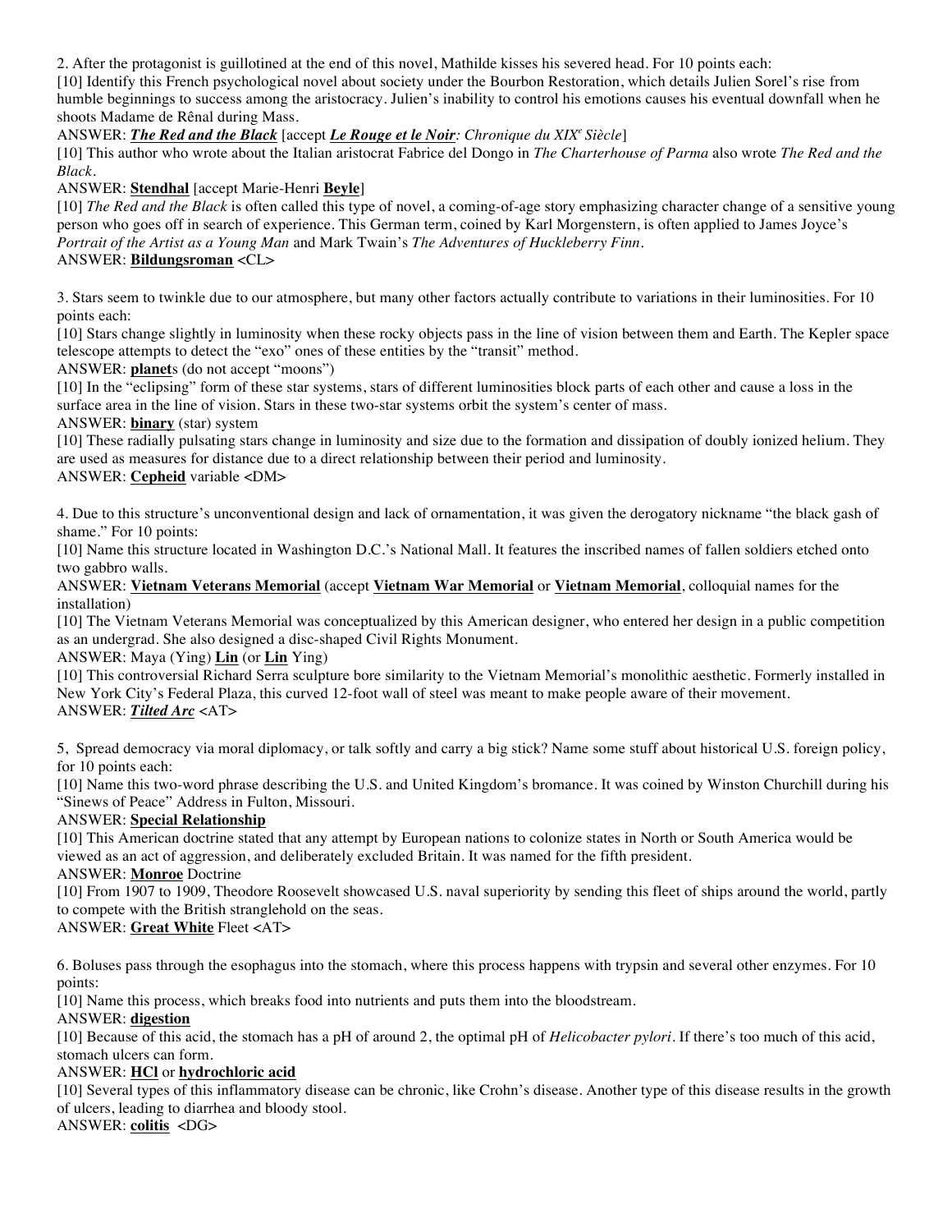2. After the protagonist is guillotined at the end of this novel, Mathilde kisses his severed head. For 10 points each:

[10] Identify this French psychological novel about society under the Bourbon Restoration, which details Julien Sorel's rise from humble beginnings to success among the aristocracy. Julien's inability to control his emotions causes his eventual downfall when he shoots Madame de Rênal during Mass.

ANSWER: ***The Red and the Black*** [accept ***Le Rouge et le Noir****: Chronique du XIX*[e] *Siècle*]

[10] This author who wrote about the Italian aristocrat Fabrice del Dongo in *The Charterhouse of Parma* also wrote *The Red and the Black*.

ANSWER: **Stendhal** [accept Marie-Henri **Beyle**]

[10] *The Red and the Black* is often called this type of novel, a coming-of-age story emphasizing character change of a sensitive young person who goes off in search of experience. This German term, coined by Karl Morgenstern, is often applied to James Joyce's *Portrait of the Artist as a Young Man* and Mark Twain's *The Adventures of Huckleberry Finn*.

ANSWER: **Bildungsroman** <CL>

3. Stars seem to twinkle due to our atmosphere, but many other factors actually contribute to variations in their luminosities. For 10 points each:

[10] Stars change slightly in luminosity when these rocky objects pass in the line of vision between them and Earth. The Kepler space telescope attempts to detect the "exo" ones of these entities by the "transit" method.

ANSWER: **planet**s (do not accept "moons")

[10] In the "eclipsing" form of these star systems, stars of different luminosities block parts of each other and cause a loss in the surface area in the line of vision. Stars in these two-star systems orbit the system's center of mass.

ANSWER: **binary** (star) system

[10] These radially pulsating stars change in luminosity and size due to the formation and dissipation of doubly ionized helium. They are used as measures for distance due to a direct relationship between their period and luminosity.

ANSWER: **Cepheid** variable <DM>

4. Due to this structure's unconventional design and lack of ornamentation, it was given the derogatory nickname "the black gash of shame." For 10 points:

[10] Name this structure located in Washington D.C.'s National Mall. It features the inscribed names of fallen soldiers etched onto two gabbro walls.

ANSWER: **Vietnam Veterans Memorial** (accept **Vietnam War Memorial** or **Vietnam Memorial**, colloquial names for the installation)

[10] The Vietnam Veterans Memorial was conceptualized by this American designer, who entered her design in a public competition as an undergrad. She also designed a disc-shaped Civil Rights Monument.

ANSWER: Maya (Ying) **Lin** (or **Lin** Ying)

[10] This controversial Richard Serra sculpture bore similarity to the Vietnam Memorial's monolithic aesthetic. Formerly installed in New York City's Federal Plaza, this curved 12-foot wall of steel was meant to make people aware of their movement.

ANSWER: ***Tilted Arc*** <AT>

5, Spread democracy via moral diplomacy, or talk softly and carry a big stick? Name some stuff about historical U.S. foreign policy, for 10 points each:

[10] Name this two-word phrase describing the U.S. and United Kingdom's bromance. It was coined by Winston Churchill during his "Sinews of Peace" Address in Fulton, Missouri.

ANSWER: **Special Relationship**

[10] This American doctrine stated that any attempt by European nations to colonize states in North or South America would be viewed as an act of aggression, and deliberately excluded Britain. It was named for the fifth president.

ANSWER: **Monroe** Doctrine

[10] From 1907 to 1909, Theodore Roosevelt showcased U.S. naval superiority by sending this fleet of ships around the world, partly to compete with the British stranglehold on the seas.

ANSWER: **Great White** Fleet <AT>

6. Boluses pass through the esophagus into the stomach, where this process happens with trypsin and several other enzymes. For 10 points:

[10] Name this process, which breaks food into nutrients and puts them into the bloodstream.

ANSWER: **digestion**

[10] Because of this acid, the stomach has a pH of around 2, the optimal pH of *Helicobacter pylori*. If there's too much of this acid, stomach ulcers can form.

ANSWER: **HCl** or **hydrochloric acid**

[10] Several types of this inflammatory disease can be chronic, like Crohn's disease. Another type of this disease results in the growth of ulcers, leading to diarrhea and bloody stool.

ANSWER: **colitis** <DG>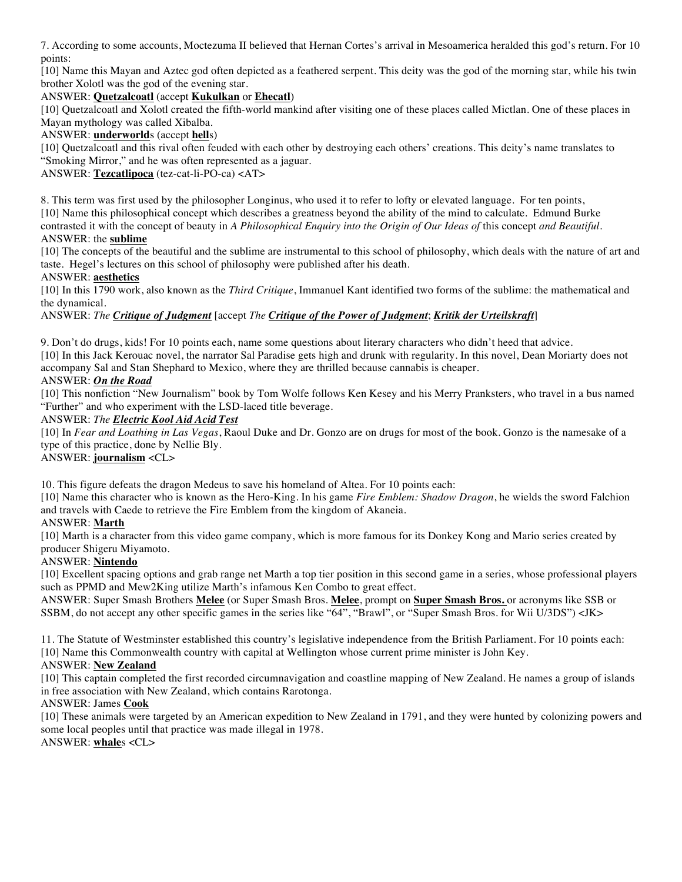7. According to some accounts, Moctezuma II believed that Hernan Cortes's arrival in Mesoamerica heralded this god's return. For 10 points:

[10] Name this Mayan and Aztec god often depicted as a feathered serpent. This deity was the god of the morning star, while his twin brother Xolotl was the god of the evening star.

ANSWER: **Quetzalcoatl** (accept **Kukulkan** or **Ehecatl**)

[10] Quetzalcoatl and Xolotl created the fifth-world mankind after visiting one of these places called Mictlan. One of these places in Mayan mythology was called Xibalba.

ANSWER: **underworld**s (accept **hell**s)

[10] Quetzalcoatl and this rival often feuded with each other by destroying each others' creations. This deity's name translates to "Smoking Mirror," and he was often represented as a jaguar.

ANSWER: **Tezcatlipoca** (tez-cat-li-PO-ca) <AT>

8. This term was first used by the philosopher Longinus, who used it to refer to lofty or elevated language. For ten points,

[10] Name this philosophical concept which describes a greatness beyond the ability of the mind to calculate. Edmund Burke contrasted it with the concept of beauty in *A Philosophical Enquiry into the Origin of Our Ideas of* this concept *and Beautiful*.

ANSWER: the **sublime**

[10] The concepts of the beautiful and the sublime are instrumental to this school of philosophy, which deals with the nature of art and taste. Hegel's lectures on this school of philosophy were published after his death.

ANSWER: **aesthetics**

[10] In this 1790 work, also known as the *Third Critique*, Immanuel Kant identified two forms of the sublime: the mathematical and the dynamical.

ANSWER: *The **Critique of Judgment*** [accept *The **Critique of the Power of Judgment***; ***Kritik der Urteilskraft***]

9. Don't do drugs, kids! For 10 points each, name some questions about literary characters who didn't heed that advice.

[10] In this Jack Kerouac novel, the narrator Sal Paradise gets high and drunk with regularity. In this novel, Dean Moriarty does not accompany Sal and Stan Shephard to Mexico, where they are thrilled because cannabis is cheaper.

ANSWER: ***On the Road***

[10] This nonfiction "New Journalism" book by Tom Wolfe follows Ken Kesey and his Merry Pranksters, who travel in a bus named "Further" and who experiment with the LSD-laced title beverage.

ANSWER: *The **Electric Kool Aid Acid Test***

[10] In *Fear and Loathing in Las Vegas*, Raoul Duke and Dr. Gonzo are on drugs for most of the book. Gonzo is the namesake of a type of this practice, done by Nellie Bly.

ANSWER: **journalism** <CL>

10. This figure defeats the dragon Medeus to save his homeland of Altea. For 10 points each:

[10] Name this character who is known as the Hero-King. In his game *Fire Emblem: Shadow Dragon*, he wields the sword Falchion and travels with Caede to retrieve the Fire Emblem from the kingdom of Akaneia.

ANSWER: **Marth**

[10] Marth is a character from this video game company, which is more famous for its Donkey Kong and Mario series created by producer Shigeru Miyamoto.

ANSWER: **Nintendo**

[10] Excellent spacing options and grab range net Marth a top tier position in this second game in a series, whose professional players such as PPMD and Mew2King utilize Marth's infamous Ken Combo to great effect.

ANSWER: Super Smash Brothers **Melee** (or Super Smash Bros. **Melee**, prompt on **Super Smash Bros.** or acronyms like SSB or SSBM, do not accept any other specific games in the series like "64", "Brawl", or "Super Smash Bros. for Wii U/3DS") <JK>

11. The Statute of Westminster established this country's legislative independence from the British Parliament. For 10 points each:

[10] Name this Commonwealth country with capital at Wellington whose current prime minister is John Key.

ANSWER: **New Zealand**

[10] This captain completed the first recorded circumnavigation and coastline mapping of New Zealand. He names a group of islands in free association with New Zealand, which contains Rarotonga.

ANSWER: James **Cook**

[10] These animals were targeted by an American expedition to New Zealand in 1791, and they were hunted by colonizing powers and some local peoples until that practice was made illegal in 1978.

ANSWER: **whale**s <CL>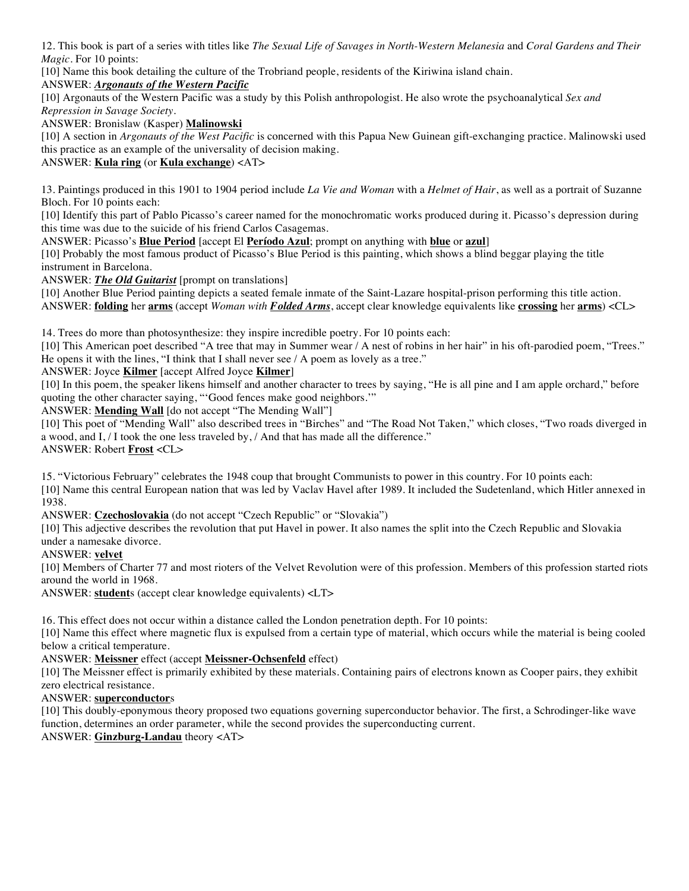12. This book is part of a series with titles like *The Sexual Life of Savages in North-Western Melanesia* and *Coral Gardens and Their Magic*. For 10 points:

[10] Name this book detailing the culture of the Trobriand people, residents of the Kiriwina island chain.

ANSWER: ***Argonauts of the Western Pacific***

[10] Argonauts of the Western Pacific was a study by this Polish anthropologist. He also wrote the psychoanalytical *Sex and Repression in Savage Society*.

ANSWER: Bronislaw (Kasper) **Malinowski**

[10] A section in *Argonauts of the West Pacific* is concerned with this Papua New Guinean gift-exchanging practice. Malinowski used this practice as an example of the universality of decision making.

ANSWER: **Kula ring** (or **Kula exchange**) <AT>

13. Paintings produced in this 1901 to 1904 period include *La Vie and Woman* with a *Helmet of Hair*, as well as a portrait of Suzanne Bloch. For 10 points each:

[10] Identify this part of Pablo Picasso's career named for the monochromatic works produced during it. Picasso's depression during this time was due to the suicide of his friend Carlos Casagemas.

ANSWER: Picasso's **Blue Period** [accept El **Período Azul**; prompt on anything with **blue** or **azul**]

[10] Probably the most famous product of Picasso's Blue Period is this painting, which shows a blind beggar playing the title instrument in Barcelona.

ANSWER: ***The Old Guitarist*** [prompt on translations]

[10] Another Blue Period painting depicts a seated female inmate of the Saint-Lazare hospital-prison performing this title action.

ANSWER: **folding** her **arms** (accept *Woman with **Folded Arms***, accept clear knowledge equivalents like **crossing** her **arms**) <CL>

14. Trees do more than photosynthesize: they inspire incredible poetry. For 10 points each:

[10] This American poet described "A tree that may in Summer wear / A nest of robins in her hair" in his oft-parodied poem, "Trees." He opens it with the lines, "I think that I shall never see / A poem as lovely as a tree."

ANSWER: Joyce **Kilmer** [accept Alfred Joyce **Kilmer**]

[10] In this poem, the speaker likens himself and another character to trees by saying, "He is all pine and I am apple orchard," before quoting the other character saying, "'Good fences make good neighbors.'"

ANSWER: **Mending Wall** [do not accept "The Mending Wall"]

[10] This poet of "Mending Wall" also described trees in "Birches" and "The Road Not Taken," which closes, "Two roads diverged in a wood, and I, / I took the one less traveled by, / And that has made all the difference."

ANSWER: Robert **Frost** <CL>

15. "Victorious February" celebrates the 1948 coup that brought Communists to power in this country. For 10 points each:

[10] Name this central European nation that was led by Vaclav Havel after 1989. It included the Sudetenland, which Hitler annexed in 1938.

ANSWER: **Czechoslovakia** (do not accept "Czech Republic" or "Slovakia")

[10] This adjective describes the revolution that put Havel in power. It also names the split into the Czech Republic and Slovakia under a namesake divorce.

ANSWER: **velvet**

[10] Members of Charter 77 and most rioters of the Velvet Revolution were of this profession. Members of this profession started riots around the world in 1968.

ANSWER: **student**s (accept clear knowledge equivalents) <LT>

16. This effect does not occur within a distance called the London penetration depth. For 10 points:

[10] Name this effect where magnetic flux is expulsed from a certain type of material, which occurs while the material is being cooled below a critical temperature.

ANSWER: **Meissner** effect (accept **Meissner-Ochsenfeld** effect)

[10] The Meissner effect is primarily exhibited by these materials. Containing pairs of electrons known as Cooper pairs, they exhibit zero electrical resistance.

ANSWER: **superconductor**s

[10] This doubly-eponymous theory proposed two equations governing superconductor behavior. The first, a Schrodinger-like wave function, determines an order parameter, while the second provides the superconducting current.

ANSWER: **Ginzburg-Landau** theory <AT>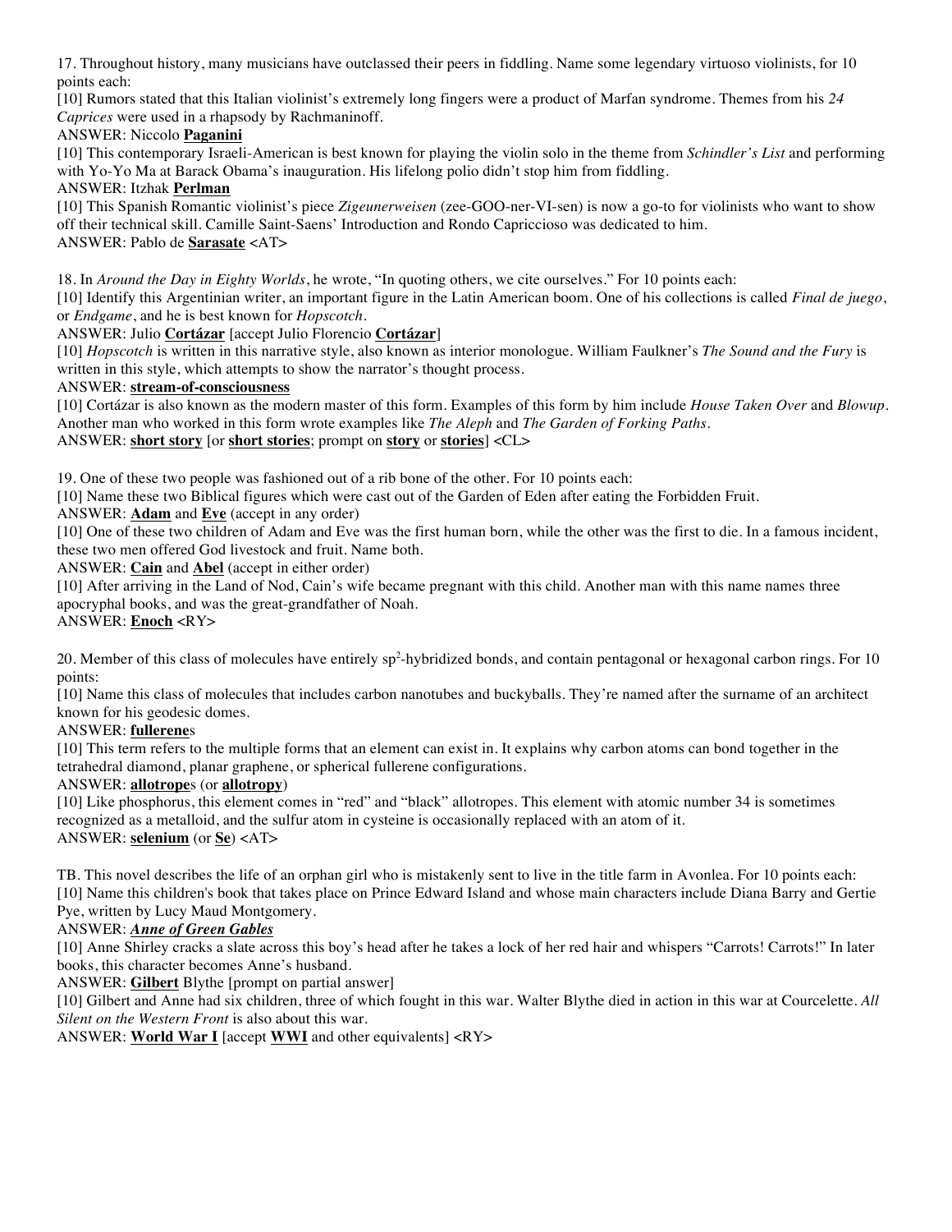17. Throughout history, many musicians have outclassed their peers in fiddling. Name some legendary virtuoso violinists, for 10 points each:

[10] Rumors stated that this Italian violinist's extremely long fingers were a product of Marfan syndrome. Themes from his *24 Caprices* were used in a rhapsody by Rachmaninoff.

ANSWER: Niccolo **Paganini**

[10] This contemporary Israeli-American is best known for playing the violin solo in the theme from *Schindler's List* and performing with Yo-Yo Ma at Barack Obama's inauguration. His lifelong polio didn't stop him from fiddling.

ANSWER: Itzhak **Perlman**

[10] This Spanish Romantic violinist's piece *Zigeunerweisen* (zee-GOO-ner-VI-sen) is now a go-to for violinists who want to show off their technical skill. Camille Saint-Saens' Introduction and Rondo Capriccioso was dedicated to him.

ANSWER: Pablo de **Sarasate** <AT>

18. In *Around the Day in Eighty Worlds*, he wrote, "In quoting others, we cite ourselves." For 10 points each:

[10] Identify this Argentinian writer, an important figure in the Latin American boom. One of his collections is called *Final de juego*, or *Endgame*, and he is best known for *Hopscotch*.

ANSWER: Julio **Cortázar** [accept Julio Florencio **Cortázar**]

[10] *Hopscotch* is written in this narrative style, also known as interior monologue. William Faulkner's *The Sound and the Fury* is written in this style, which attempts to show the narrator's thought process.

ANSWER: **stream-of-consciousness**

[10] Cortázar is also known as the modern master of this form. Examples of this form by him include *House Taken Over* and *Blowup*. Another man who worked in this form wrote examples like *The Aleph* and *The Garden of Forking Paths*.

ANSWER: **short story** [or **short stories**; prompt on **story** or **stories**] <CL>

19. One of these two people was fashioned out of a rib bone of the other. For 10 points each:

[10] Name these two Biblical figures which were cast out of the Garden of Eden after eating the Forbidden Fruit.

ANSWER: **Adam** and **Eve** (accept in any order)

[10] One of these two children of Adam and Eve was the first human born, while the other was the first to die. In a famous incident, these two men offered God livestock and fruit. Name both.

ANSWER: **Cain** and **Abel** (accept in either order)

[10] After arriving in the Land of Nod, Cain's wife became pregnant with this child. Another man with this name names three apocryphal books, and was the great-grandfather of Noah.

ANSWER: **Enoch** <RY>

20. Member of this class of molecules have entirely $sp^2$-hybridized bonds, and contain pentagonal or hexagonal carbon rings. For 10 points:

[10] Name this class of molecules that includes carbon nanotubes and buckyballs. They're named after the surname of an architect known for his geodesic domes.

ANSWER: **fullerene**s

[10] This term refers to the multiple forms that an element can exist in. It explains why carbon atoms can bond together in the tetrahedral diamond, planar graphene, or spherical fullerene configurations.

ANSWER: **allotrope**s (or **allotropy**)

[10] Like phosphorus, this element comes in "red" and "black" allotropes. This element with atomic number 34 is sometimes recognized as a metalloid, and the sulfur atom in cysteine is occasionally replaced with an atom of it.

ANSWER: **selenium** (or **Se**) <AT>

TB. This novel describes the life of an orphan girl who is mistakenly sent to live in the title farm in Avonlea. For 10 points each:

[10] Name this children's book that takes place on Prince Edward Island and whose main characters include Diana Barry and Gertie Pye, written by Lucy Maud Montgomery.

ANSWER: ***Anne of Green Gables***

[10] Anne Shirley cracks a slate across this boy's head after he takes a lock of her red hair and whispers "Carrots! Carrots!" In later books, this character becomes Anne's husband.

ANSWER: **Gilbert** Blythe [prompt on partial answer]

[10] Gilbert and Anne had six children, three of which fought in this war. Walter Blythe died in action in this war at Courcelette. *All Silent on the Western Front* is also about this war.

ANSWER: **World War I** [accept **WWI** and other equivalents] <RY>